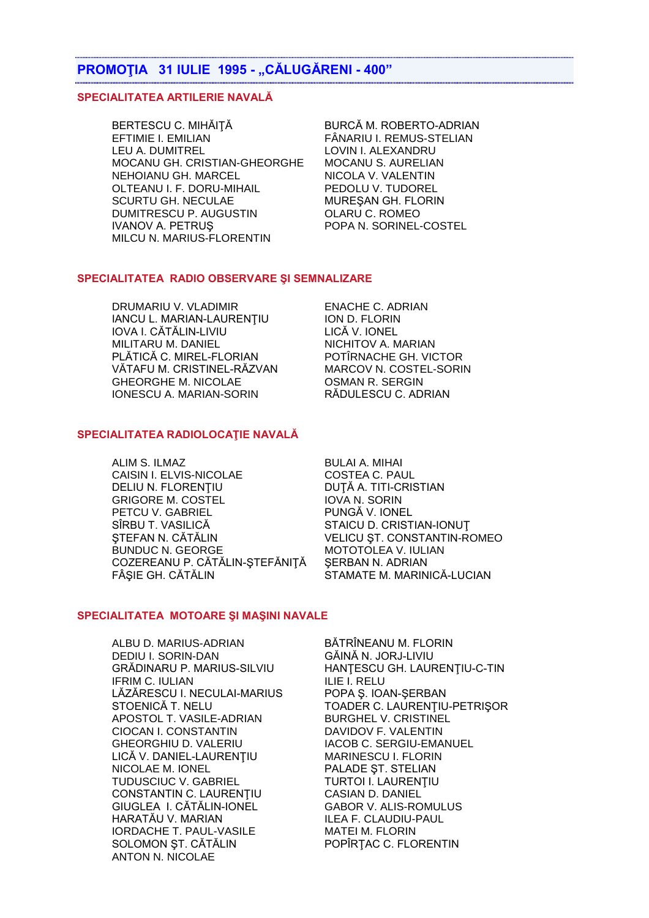## PROMOŢIA 31 IULIE 1995 - „CĂLUGĂRENI - 400”

### SPECIALITATEA ARTILERIE NAVALĂ

BERTESCU C. MIHĂIŢĂ
EFTIMIE I. EMILIAN
LEU A. DUMITREL
MOCANU GH. CRISTIAN-GHEORGHE
NEHOIANU GH. MARCEL
OLTEANU I. F. DORU-MIHAIL
SCURTU GH. NECULAE
DUMITRESCU P. AUGUSTIN
IVANOV A. PETRUŞ
MILCU N. MARIUS-FLORENTIN
BURCĂ M. ROBERTO-ADRIAN
FÂNARIU I. REMUS-STELIAN
LOVIN I. ALEXANDRU
MOCANU S. AURELIAN
NICOLA V. VALENTIN
PEDOLU V. TUDOREL
MUREŞAN GH. FLORIN
OLARU C. ROMEO
POPA N. SORINEL-COSTEL

### SPECIALITATEA RADIO OBSERVARE ŞI SEMNALIZARE

DRUMARIU V. VLADIMIR
IANCU L. MARIAN-LAURENŢIU
IOVA I. CĂTĂLIN-LIVIU
MILITARU M. DANIEL
PLĂTICĂ C. MIREL-FLORIAN
VĂTAFU M. CRISTINEL-RĂZVAN
GHEORGHE M. NICOLAE
IONESCU A. MARIAN-SORIN
ENACHE C. ADRIAN
ION D. FLORIN
LICĂ V. IONEL
NICHITOV A. MARIAN
POTÎRNACHE GH. VICTOR
MARCOV N. COSTEL-SORIN
OSMAN R. SERGIN
RĂDULESCU C. ADRIAN

### SPECIALITATEA RADIOLOCAŢIE NAVALĂ

ALIM S. ILMAZ
CAISIN I. ELVIS-NICOLAE
DELIU N. FLORENŢIU
GRIGORE M. COSTEL
PETCU V. GABRIEL
SÎRBU T. VASILICĂ
ŞTEFAN N. CĂTĂLIN
BUNDUC N. GEORGE
COZEREANU P. CĂTĂLIN-ŞTEFĂNIŢĂ
FÂŞIE GH. CĂTĂLIN
BULAI A. MIHAI
COSTEA C. PAUL
DUŢĂ A. TITI-CRISTIAN
IOVA N. SORIN
PUNGĂ V. IONEL
STAICU D. CRISTIAN-IONUŢ
VELICU ŞT. CONSTANTIN-ROMEO
MOTOTOLEA V. IULIAN
ŞERBAN N. ADRIAN
STAMATE M. MARINICĂ-LUCIAN

### SPECIALITATEA MOTOARE ŞI MAŞINI NAVALE

ALBU D. MARIUS-ADRIAN
DEDIU I. SORIN-DAN
GRĂDINARU P. MARIUS-SILVIU
IFRIM C. IULIAN
LĂZĂRESCU I. NECULAI-MARIUS
STOENICĂ T. NELU
APOSTOL T. VASILE-ADRIAN
CIOCAN I. CONSTANTIN
GHEORGHIU D. VALERIU
LICĂ V. DANIEL-LAURENŢIU
NICOLAE M. IONEL
TUDUSCIUC V. GABRIEL
CONSTANTIN C. LAURENŢIU
GIUGLEA I. CĂTĂLIN-IONEL
HARATĂU V. MARIAN
IORDACHE T. PAUL-VASILE
SOLOMON ŞT. CĂTĂLIN
ANTON N. NICOLAE
BĂTRÎNEANU M. FLORIN
GĂINĂ N. JORJ-LIVIU
HANŢESCU GH. LAURENŢIU-C-TIN
ILIE I. RELU
POPA Ş. IOAN-ŞERBAN
TOADER C. LAURENŢIU-PETRIŞOR
BURGHEL V. CRISTINEL
DAVIDOV F. VALENTIN
IACOB C. SERGIU-EMANUEL
MARINESCU I. FLORIN
PALADE ŞT. STELIAN
TURTOI I. LAURENŢIU
CASIAN D. DANIEL
GABOR V. ALIS-ROMULUS
ILEA F. CLAUDIU-PAUL
MATEI M. FLORIN
POPÎRŢAC C. FLORENTIN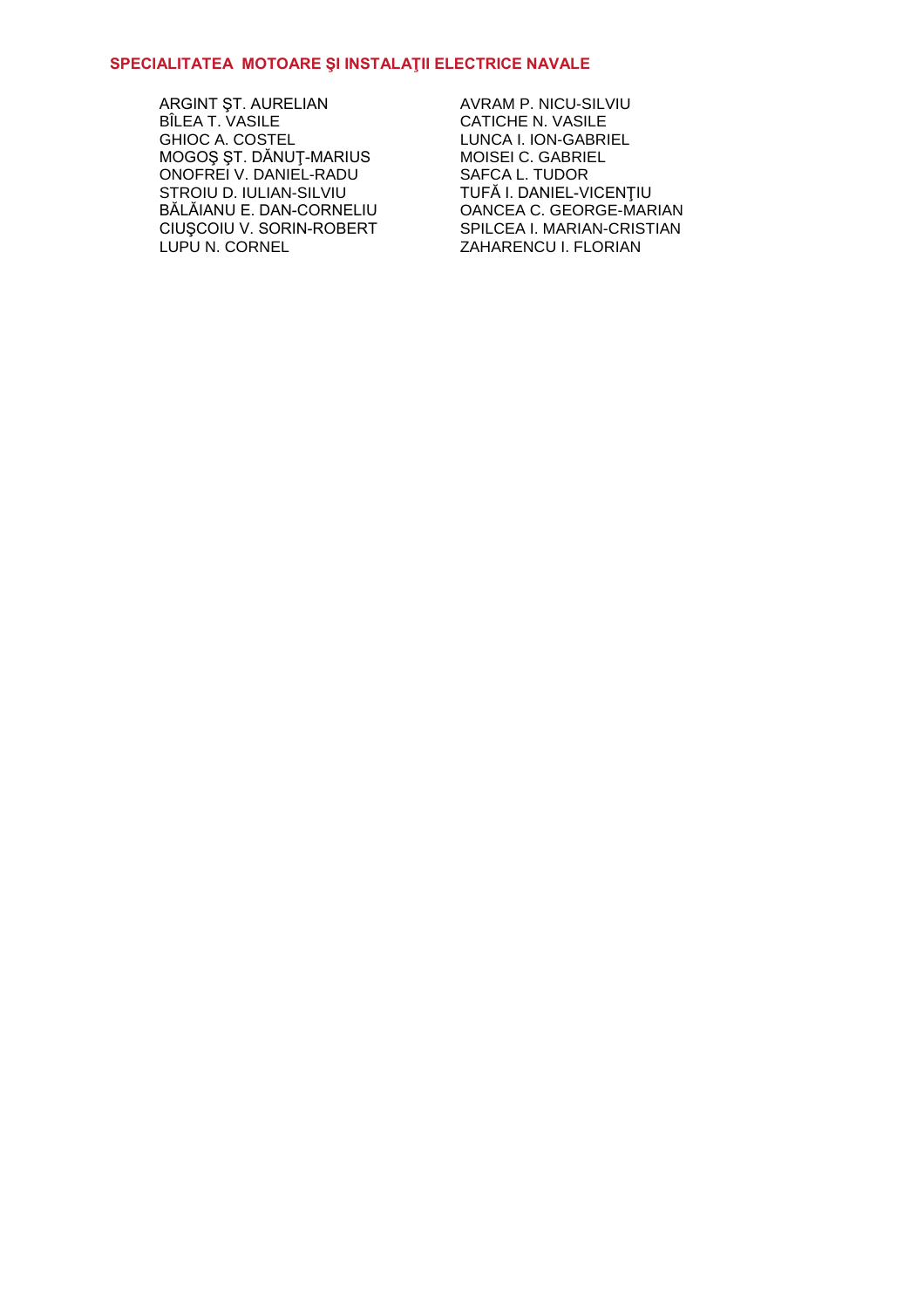## SPECIALITATEA MOTOARE ŞI INSTALAŢII ELECTRICE NAVALE

ARGINT ŞT. AURELIAN
BÎLEA T. VASILE
GHIOC A. COSTEL
MOGOŞ ŞT. DĂNUŢ-MARIUS
ONOFREI V. DANIEL-RADU
STROIU D. IULIAN-SILVIU
BĂLĂIANU E. DAN-CORNELIU
CIUŞCOIU V. SORIN-ROBERT
LUPU N. CORNEL

AVRAM P. NICU-SILVIU
CATICHE N. VASILE
LUNCA I. ION-GABRIEL
MOISEI C. GABRIEL
SAFCA L. TUDOR
TUFĂ I. DANIEL-VICENŢIU
OANCEA C. GEORGE-MARIAN
SPILCEA I. MARIAN-CRISTIAN
ZAHARENCU I. FLORIAN